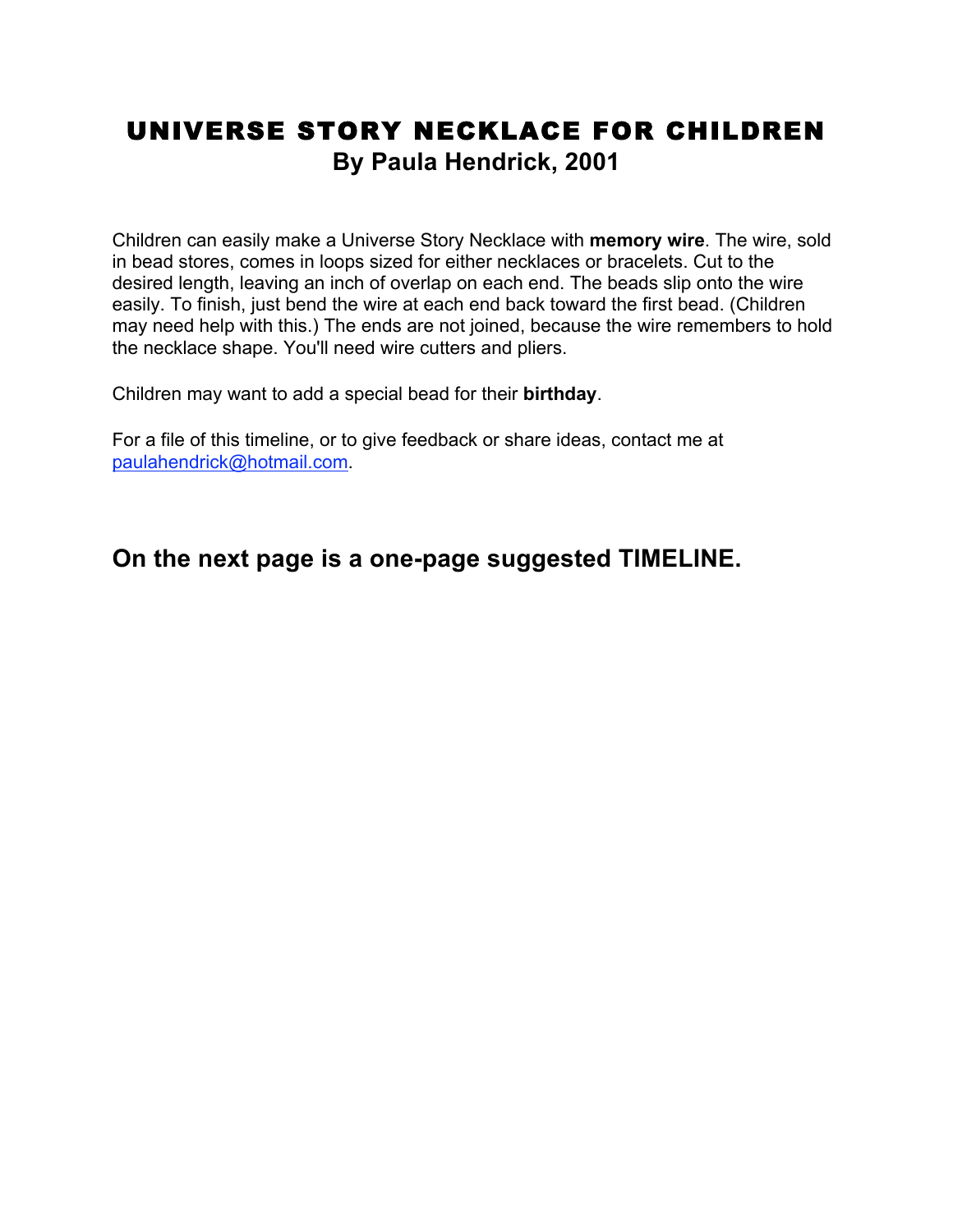# UNIVERSE STORY NECKLACE FOR CHILDREN

## By Paula Hendrick, 2001

Children can easily make a Universe Story Necklace with **memory wire**. The wire, sold in bead stores, comes in loops sized for either necklaces or bracelets. Cut to the desired length, leaving an inch of overlap on each end. The beads slip onto the wire easily. To finish, just bend the wire at each end back toward the first bead. (Children may need help with this.) The ends are not joined, because the wire remembers to hold the necklace shape. You'll need wire cutters and pliers.

Children may want to add a special bead for their **birthday**.

For a file of this timeline, or to give feedback or share ideas, contact me at paulahendrick@hotmail.com.

## On the next page is a one-page suggested TIMELINE.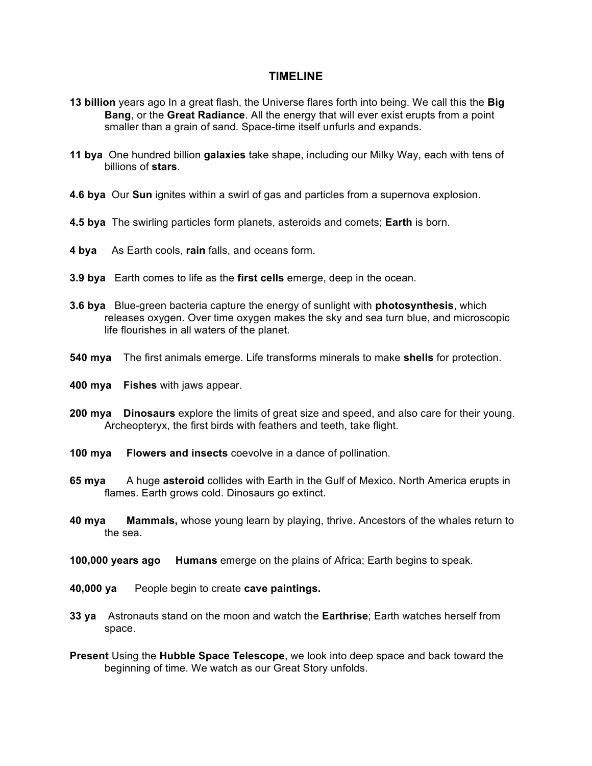# TIMELINE

**13 billion** years ago In a great flash, the Universe flares forth into being. We call this the **Big Bang**, or the **Great Radiance**. All the energy that will ever exist erupts from a point smaller than a grain of sand. Space-time itself unfurls and expands.

**11 bya** One hundred billion **galaxies** take shape, including our Milky Way, each with tens of billions of **stars**.

**4.6 bya** Our **Sun** ignites within a swirl of gas and particles from a supernova explosion.

**4.5 bya** The swirling particles form planets, asteroids and comets; **Earth** is born.

**4 bya** As Earth cools, **rain** falls, and oceans form.

**3.9 bya** Earth comes to life as the **first cells** emerge, deep in the ocean.

**3.6 bya** Blue-green bacteria capture the energy of sunlight with **photosynthesis**, which releases oxygen. Over time oxygen makes the sky and sea turn blue, and microscopic life flourishes in all waters of the planet.

**540 mya** The first animals emerge. Life transforms minerals to make **shells** for protection.

**400 mya** **Fishes** with jaws appear.

**200 mya** **Dinosaurs** explore the limits of great size and speed, and also care for their young. Archeopteryx, the first birds with feathers and teeth, take flight.

**100 mya** **Flowers and insects** coevolve in a dance of pollination.

**65 mya** A huge **asteroid** collides with Earth in the Gulf of Mexico. North America erupts in flames. Earth grows cold. Dinosaurs go extinct.

**40 mya** **Mammals,** whose young learn by playing, thrive. Ancestors of the whales return to the sea.

**100,000 years ago** **Humans** emerge on the plains of Africa; Earth begins to speak.

**40,000 ya** People begin to create **cave paintings.**

**33 ya** Astronauts stand on the moon and watch the **Earthrise**; Earth watches herself from space.

**Present** Using the **Hubble Space Telescope**, we look into deep space and back toward the beginning of time. We watch as our Great Story unfolds.